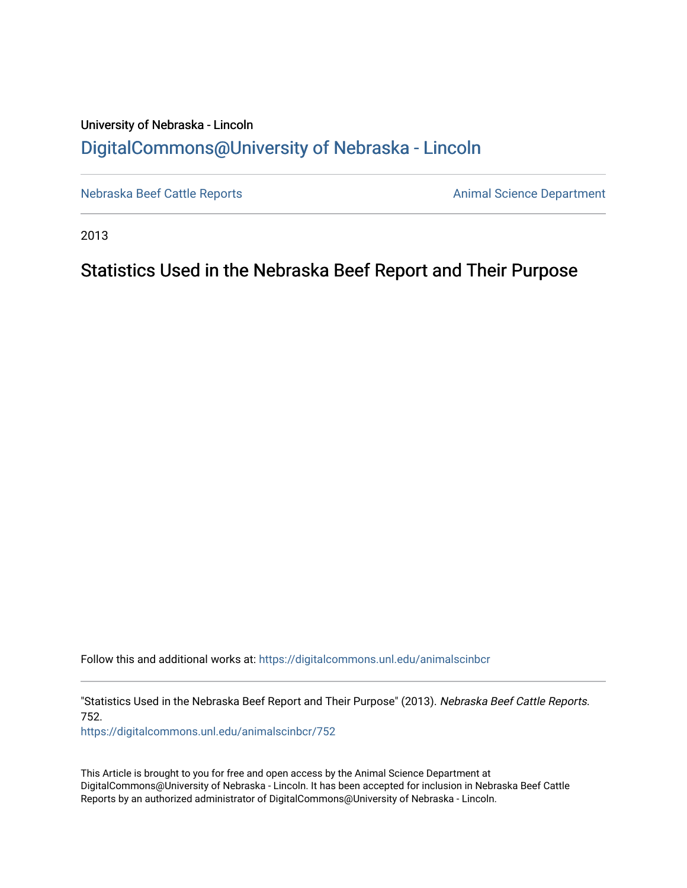University of Nebraska - Lincoln

## DigitalCommons@University of Nebraska - Lincoln

Nebraska Beef Cattle Reports | Animal Science Department

2013

# Statistics Used in the Nebraska Beef Report and Their Purpose

Follow this and additional works at: https://digitalcommons.unl.edu/animalscinbcr

"Statistics Used in the Nebraska Beef Report and Their Purpose" (2013). *Nebraska Beef Cattle Reports*. 752.
https://digitalcommons.unl.edu/animalscinbcr/752

This Article is brought to you for free and open access by the Animal Science Department at DigitalCommons@University of Nebraska - Lincoln. It has been accepted for inclusion in Nebraska Beef Cattle Reports by an authorized administrator of DigitalCommons@University of Nebraska - Lincoln.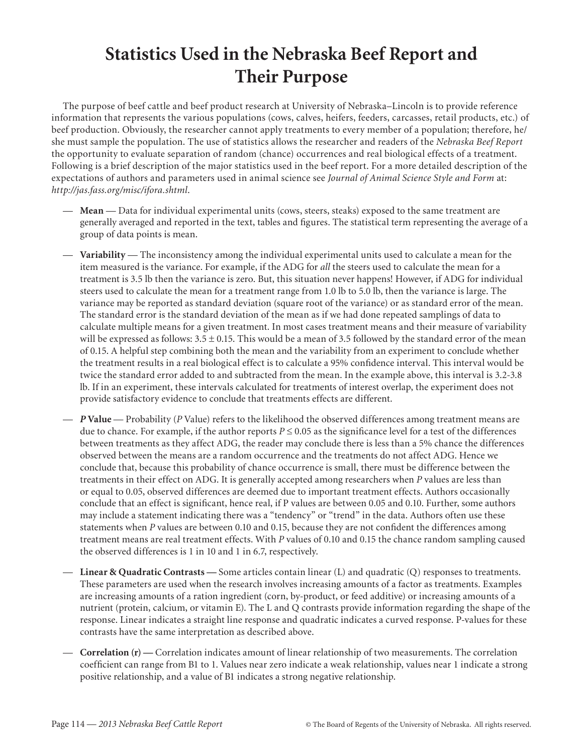# Statistics Used in the Nebraska Beef Report and Their Purpose

The purpose of beef cattle and beef product research at University of Nebraska–Lincoln is to provide reference information that represents the various populations (cows, calves, heifers, feeders, carcasses, retail products, etc.) of beef production. Obviously, the researcher cannot apply treatments to every member of a population; therefore, he/she must sample the population. The use of statistics allows the researcher and readers of the *Nebraska Beef Report* the opportunity to evaluate separation of random (chance) occurrences and real biological effects of a treatment. Following is a brief description of the major statistics used in the beef report. For a more detailed description of the expectations of authors and parameters used in animal science see *Journal of Animal Science Style and Form* at: *http://jas.fass.org/misc/ifora.shtml*.

— **Mean** — Data for individual experimental units (cows, steers, steaks) exposed to the same treatment are generally averaged and reported in the text, tables and figures. The statistical term representing the average of a group of data points is mean.

— **Variability** — The inconsistency among the individual experimental units used to calculate a mean for the item measured is the variance. For example, if the ADG for *all* the steers used to calculate the mean for a treatment is 3.5 lb then the variance is zero. But, this situation never happens! However, if ADG for individual steers used to calculate the mean for a treatment range from 1.0 lb to 5.0 lb, then the variance is large. The variance may be reported as standard deviation (square root of the variance) or as standard error of the mean. The standard error is the standard deviation of the mean as if we had done repeated samplings of data to calculate multiple means for a given treatment. In most cases treatment means and their measure of variability will be expressed as follows: $3.5 \pm 0.15$. This would be a mean of 3.5 followed by the standard error of the mean of 0.15. A helpful step combining both the mean and the variability from an experiment to conclude whether the treatment results in a real biological effect is to calculate a 95% confidence interval. This interval would be twice the standard error added to and subtracted from the mean. In the example above, this interval is 3.2-3.8 lb. If in an experiment, these intervals calculated for treatments of interest overlap, the experiment does not provide satisfactory evidence to conclude that treatments effects are different.

— ***P* Value** — Probability (*P* Value) refers to the likelihood the observed differences among treatment means are due to chance. For example, if the author reports $P \leq 0.05$ as the significance level for a test of the differences between treatments as they affect ADG, the reader may conclude there is less than a 5% chance the differences observed between the means are a random occurrence and the treatments do not affect ADG. Hence we conclude that, because this probability of chance occurrence is small, there must be difference between the treatments in their effect on ADG. It is generally accepted among researchers when *P* values are less than or equal to 0.05, observed differences are deemed due to important treatment effects. Authors occasionally conclude that an effect is significant, hence real, if P values are between 0.05 and 0.10. Further, some authors may include a statement indicating there was a "tendency" or "trend" in the data. Authors often use these statements when *P* values are between 0.10 and 0.15, because they are not confident the differences among treatment means are real treatment effects. With *P* values of 0.10 and 0.15 the chance random sampling caused the observed differences is 1 in 10 and 1 in 6.7, respectively.

— **Linear & Quadratic Contrasts —** Some articles contain linear (L) and quadratic (Q) responses to treatments. These parameters are used when the research involves increasing amounts of a factor as treatments. Examples are increasing amounts of a ration ingredient (corn, by-product, or feed additive) or increasing amounts of a nutrient (protein, calcium, or vitamin E). The L and Q contrasts provide information regarding the shape of the response. Linear indicates a straight line response and quadratic indicates a curved response. P-values for these contrasts have the same interpretation as described above.

— **Correlation (r) —** Correlation indicates amount of linear relationship of two measurements. The correlation coefficient can range from B1 to 1. Values near zero indicate a weak relationship, values near 1 indicate a strong positive relationship, and a value of B1 indicates a strong negative relationship.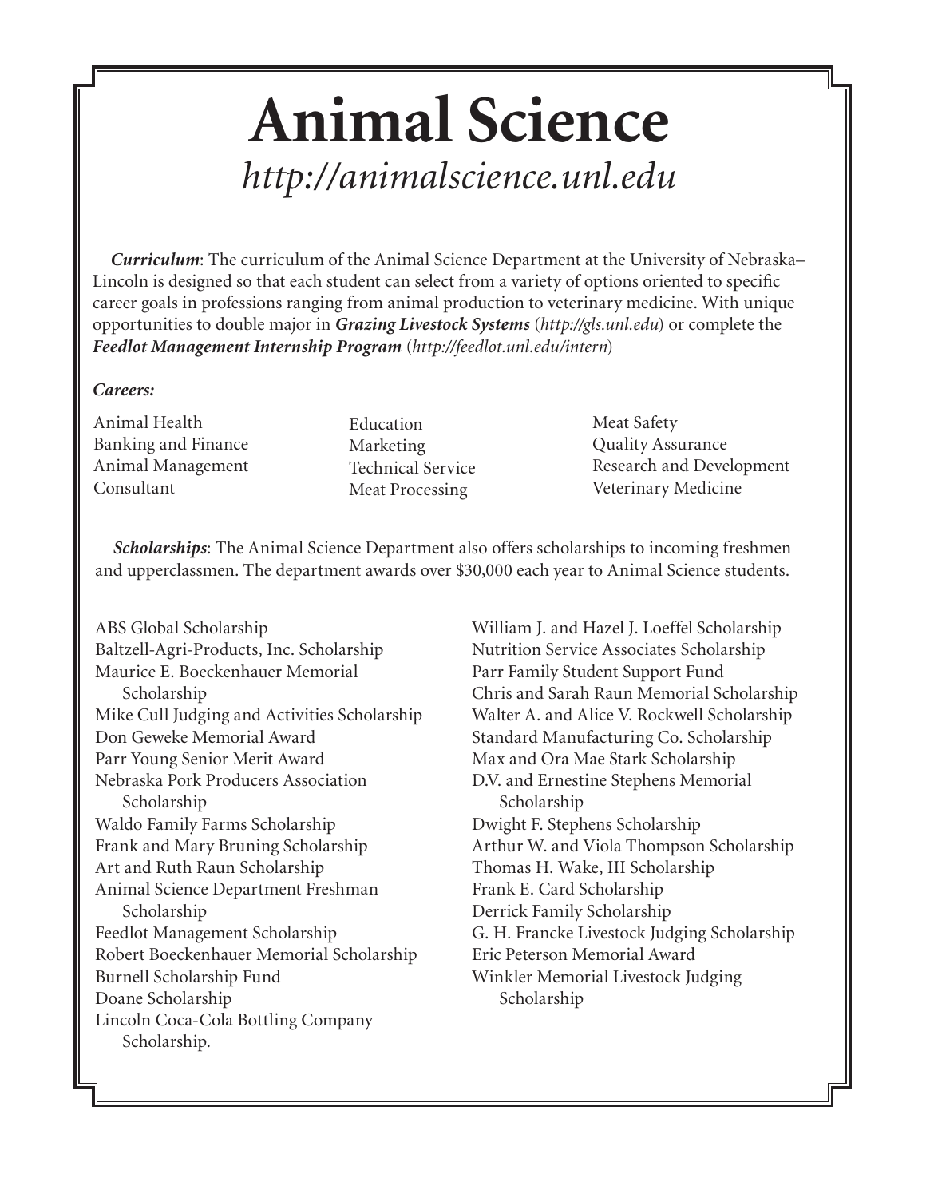# Animal Science

*http://animalscience.unl.edu*

***Curriculum***: The curriculum of the Animal Science Department at the University of Nebraska–Lincoln is designed so that each student can select from a variety of options oriented to specific career goals in professions ranging from animal production to veterinary medicine. With unique opportunities to double major in ***Grazing Livestock Systems*** (*http://gls.unl.edu*) or complete the ***Feedlot Management Internship Program*** (*http://feedlot.unl.edu/intern*)

***Careers:***

- Animal Health
- Banking and Finance
- Animal Management
- Consultant
- Education
- Marketing
- Technical Service
- Meat Processing
- Meat Safety
- Quality Assurance
- Research and Development
- Veterinary Medicine

***Scholarships***: The Animal Science Department also offers scholarships to incoming freshmen and upperclassmen. The department awards over $30,000 each year to Animal Science students.

- ABS Global Scholarship
- Baltzell-Agri-Products, Inc. Scholarship
- Maurice E. Boeckenhauer Memorial Scholarship
- Mike Cull Judging and Activities Scholarship
- Don Geweke Memorial Award
- Parr Young Senior Merit Award
- Nebraska Pork Producers Association Scholarship
- Waldo Family Farms Scholarship
- Frank and Mary Bruning Scholarship
- Art and Ruth Raun Scholarship
- Animal Science Department Freshman Scholarship
- Feedlot Management Scholarship
- Robert Boeckenhauer Memorial Scholarship
- Burnell Scholarship Fund
- Doane Scholarship
- Lincoln Coca-Cola Bottling Company Scholarship.
- William J. and Hazel J. Loeffel Scholarship
- Nutrition Service Associates Scholarship
- Parr Family Student Support Fund
- Chris and Sarah Raun Memorial Scholarship
- Walter A. and Alice V. Rockwell Scholarship
- Standard Manufacturing Co. Scholarship
- Max and Ora Mae Stark Scholarship
- D.V. and Ernestine Stephens Memorial Scholarship
- Dwight F. Stephens Scholarship
- Arthur W. and Viola Thompson Scholarship
- Thomas H. Wake, III Scholarship
- Frank E. Card Scholarship
- Derrick Family Scholarship
- G. H. Francke Livestock Judging Scholarship
- Eric Peterson Memorial Award
- Winkler Memorial Livestock Judging Scholarship